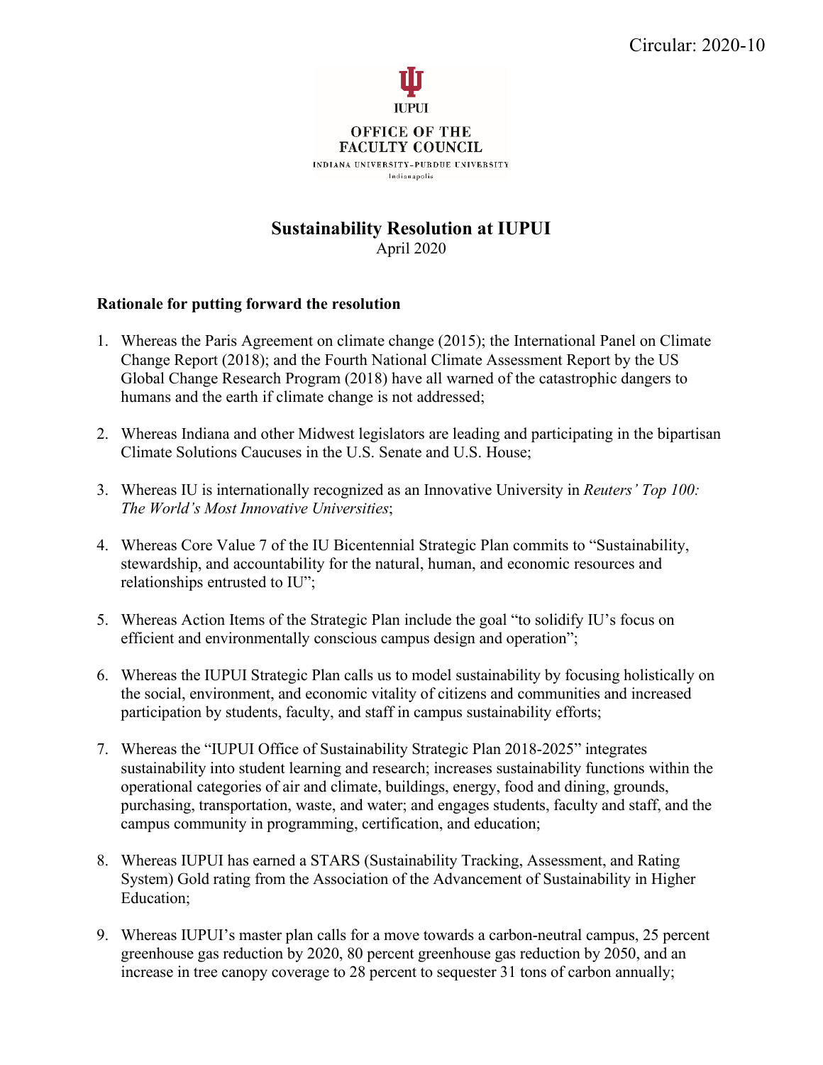Circular: 2020-10

IUPUI

OFFICE OF THE FACULTY COUNCIL

INDIANA UNIVERSITY-PURDUE UNIVERSITY

Indianapolis

# Sustainability Resolution at IUPUI

April 2020

**Rationale for putting forward the resolution**

1. Whereas the Paris Agreement on climate change (2015); the International Panel on Climate Change Report (2018); and the Fourth National Climate Assessment Report by the US Global Change Research Program (2018) have all warned of the catastrophic dangers to humans and the earth if climate change is not addressed;

2. Whereas Indiana and other Midwest legislators are leading and participating in the bipartisan Climate Solutions Caucuses in the U.S. Senate and U.S. House;

3. Whereas IU is internationally recognized as an Innovative University in *Reuters' Top 100: The World's Most Innovative Universities*;

4. Whereas Core Value 7 of the IU Bicentennial Strategic Plan commits to "Sustainability, stewardship, and accountability for the natural, human, and economic resources and relationships entrusted to IU";

5. Whereas Action Items of the Strategic Plan include the goal "to solidify IU's focus on efficient and environmentally conscious campus design and operation";

6. Whereas the IUPUI Strategic Plan calls us to model sustainability by focusing holistically on the social, environment, and economic vitality of citizens and communities and increased participation by students, faculty, and staff in campus sustainability efforts;

7. Whereas the "IUPUI Office of Sustainability Strategic Plan 2018-2025" integrates sustainability into student learning and research; increases sustainability functions within the operational categories of air and climate, buildings, energy, food and dining, grounds, purchasing, transportation, waste, and water; and engages students, faculty and staff, and the campus community in programming, certification, and education;

8. Whereas IUPUI has earned a STARS (Sustainability Tracking, Assessment, and Rating System) Gold rating from the Association of the Advancement of Sustainability in Higher Education;

9. Whereas IUPUI's master plan calls for a move towards a carbon-neutral campus, 25 percent greenhouse gas reduction by 2020, 80 percent greenhouse gas reduction by 2050, and an increase in tree canopy coverage to 28 percent to sequester 31 tons of carbon annually;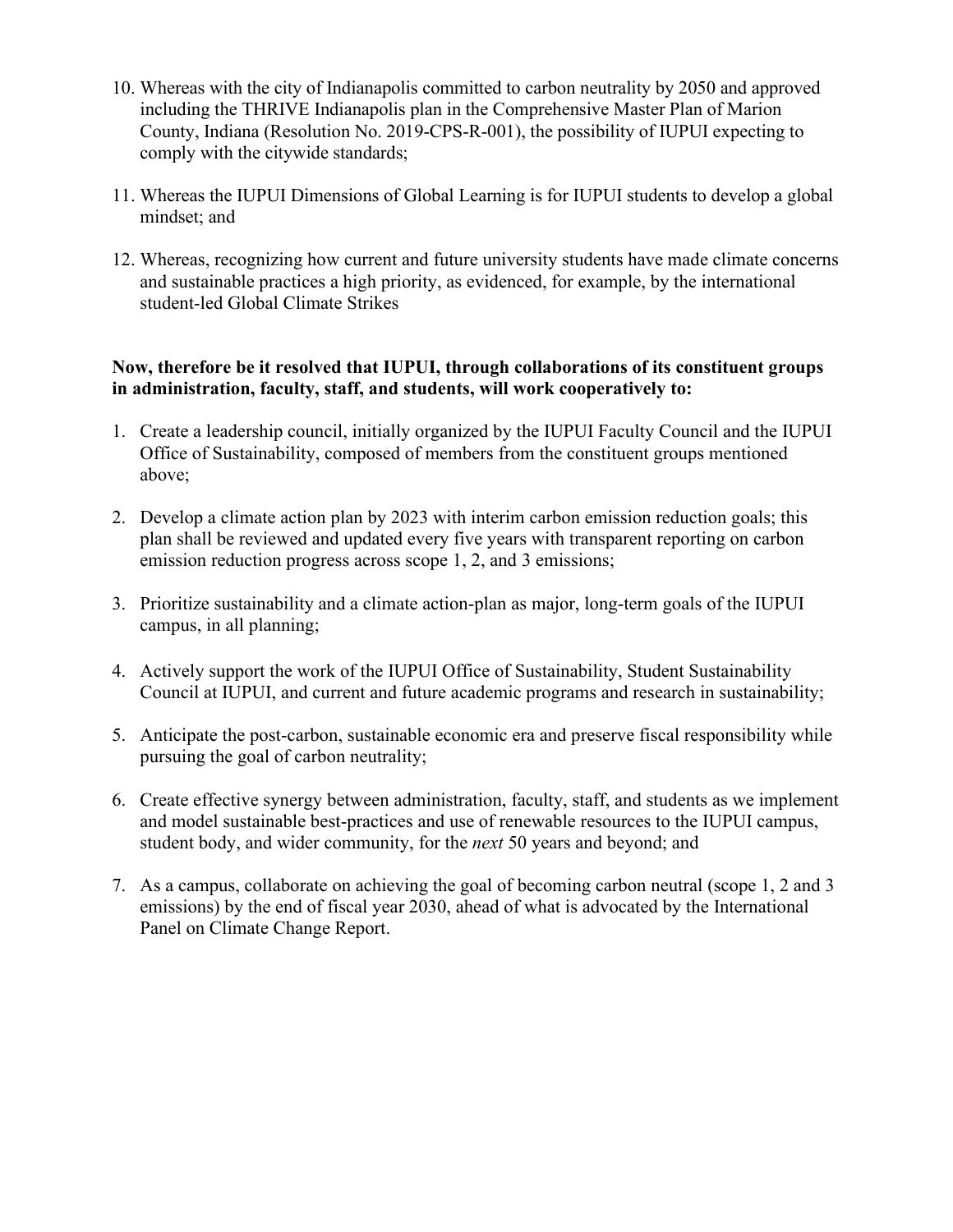10. Whereas with the city of Indianapolis committed to carbon neutrality by 2050 and approved including the THRIVE Indianapolis plan in the Comprehensive Master Plan of Marion County, Indiana (Resolution No. 2019-CPS-R-001), the possibility of IUPUI expecting to comply with the citywide standards;

11. Whereas the IUPUI Dimensions of Global Learning is for IUPUI students to develop a global mindset; and

12. Whereas, recognizing how current and future university students have made climate concerns and sustainable practices a high priority, as evidenced, for example, by the international student-led Global Climate Strikes

**Now, therefore be it resolved that IUPUI, through collaborations of its constituent groups in administration, faculty, staff, and students, will work cooperatively to:**

1. Create a leadership council, initially organized by the IUPUI Faculty Council and the IUPUI Office of Sustainability, composed of members from the constituent groups mentioned above;

2. Develop a climate action plan by 2023 with interim carbon emission reduction goals; this plan shall be reviewed and updated every five years with transparent reporting on carbon emission reduction progress across scope 1, 2, and 3 emissions;

3. Prioritize sustainability and a climate action-plan as major, long-term goals of the IUPUI campus, in all planning;

4. Actively support the work of the IUPUI Office of Sustainability, Student Sustainability Council at IUPUI, and current and future academic programs and research in sustainability;

5. Anticipate the post-carbon, sustainable economic era and preserve fiscal responsibility while pursuing the goal of carbon neutrality;

6. Create effective synergy between administration, faculty, staff, and students as we implement and model sustainable best-practices and use of renewable resources to the IUPUI campus, student body, and wider community, for the *next* 50 years and beyond; and

7. As a campus, collaborate on achieving the goal of becoming carbon neutral (scope 1, 2 and 3 emissions) by the end of fiscal year 2030, ahead of what is advocated by the International Panel on Climate Change Report.